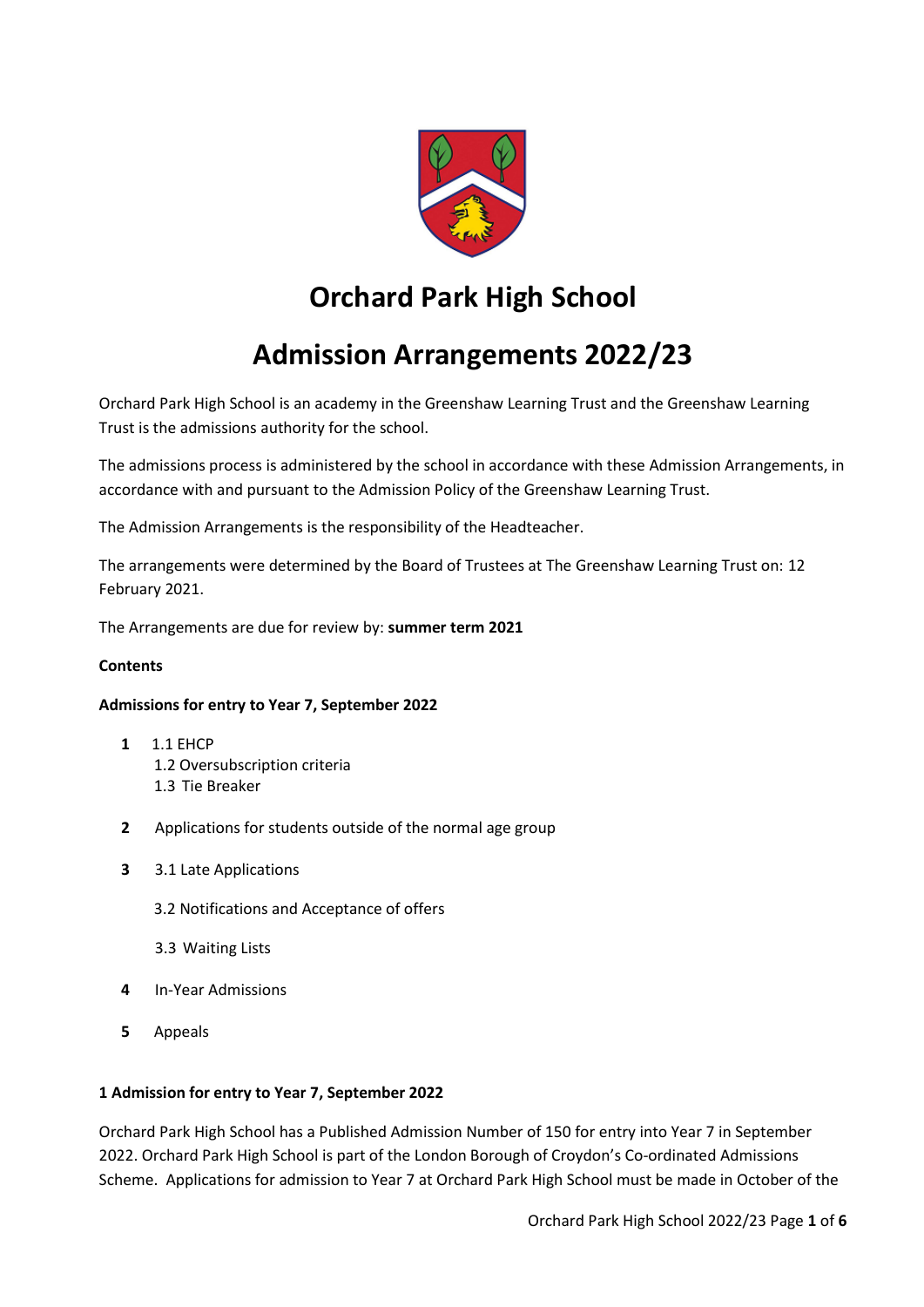# Orchard Park High School

# Admission Arrangements 2022/23

Orchard Park High School is an academy in the Greenshaw Learning Trust and the Greenshaw Learning Trust is the admissions authority for the school.

The admissions process is administered by the school in accordance with these Admission Arrangements, in accordance with and pursuant to the Admission Policy of the Greenshaw Learning Trust.

The Admission Arrangements is the responsibility of the Headteacher.

The arrangements were determined by the Board of Trustees at The Greenshaw Learning Trust on: 12 February 2021.

The Arrangements are due for review by: **summer term 2021**

**Contents**

**Admissions for entry to Year 7, September 2022**

**1** 1.1 EHCP
1.2 Oversubscription criteria
1.3 Tie Breaker

**2** Applications for students outside of the normal age group

**3** 3.1 Late Applications

3.2 Notifications and Acceptance of offers

3.3 Waiting Lists

**4** In-Year Admissions

**5** Appeals

**1 Admission for entry to Year 7, September 2022**

Orchard Park High School has a Published Admission Number of 150 for entry into Year 7 in September 2022. Orchard Park High School is part of the London Borough of Croydon's Co-ordinated Admissions Scheme. Applications for admission to Year 7 at Orchard Park High School must be made in October of the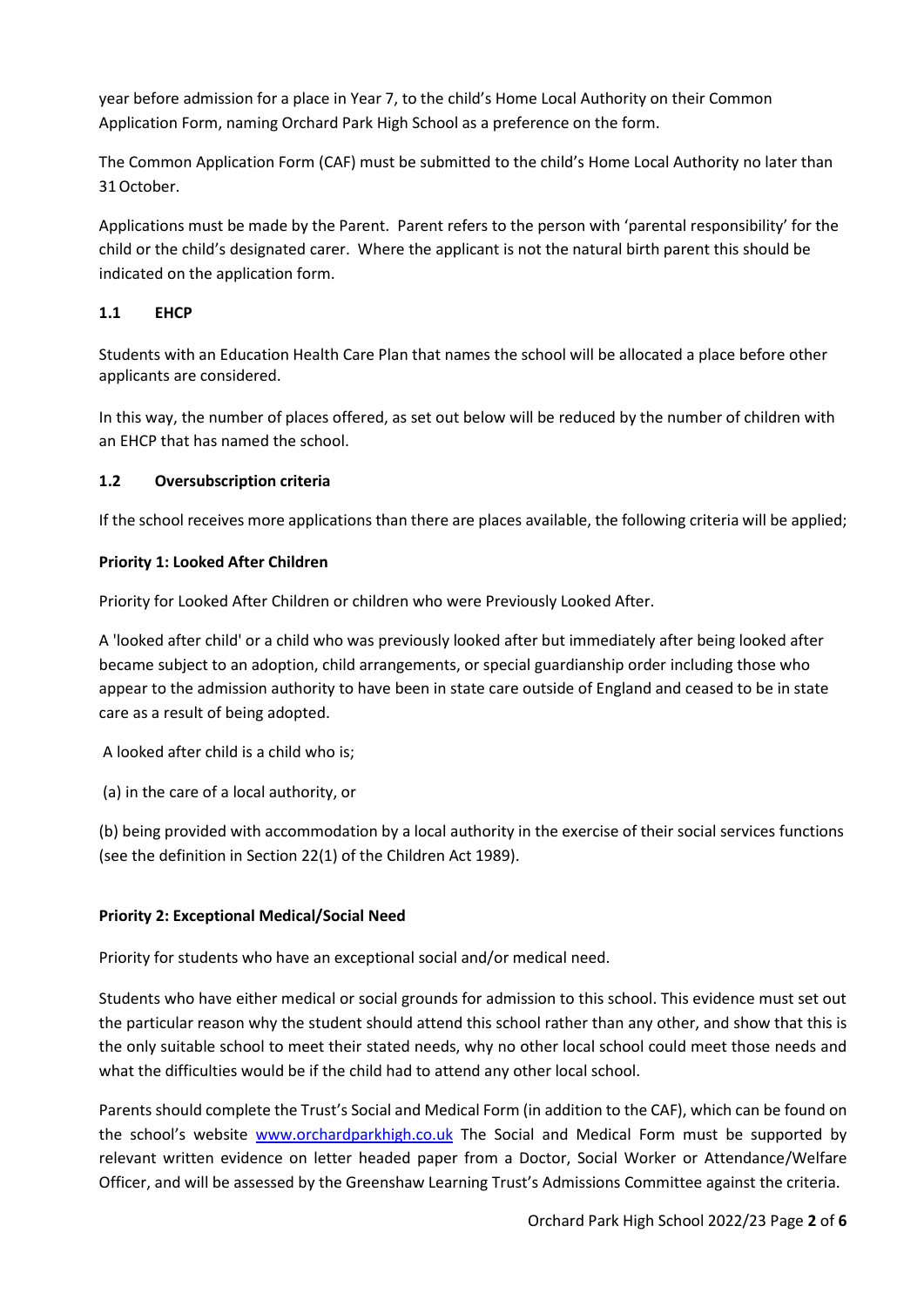year before admission for a place in Year 7, to the child's Home Local Authority on their Common Application Form, naming Orchard Park High School as a preference on the form.

The Common Application Form (CAF) must be submitted to the child's Home Local Authority no later than 31 October.

Applications must be made by the Parent. Parent refers to the person with 'parental responsibility' for the child or the child's designated carer. Where the applicant is not the natural birth parent this should be indicated on the application form.

### 1.1 EHCP

Students with an Education Health Care Plan that names the school will be allocated a place before other applicants are considered.

In this way, the number of places offered, as set out below will be reduced by the number of children with an EHCP that has named the school.

### 1.2 Oversubscription criteria

If the school receives more applications than there are places available, the following criteria will be applied;

**Priority 1: Looked After Children**

Priority for Looked After Children or children who were Previously Looked After.

A 'looked after child' or a child who was previously looked after but immediately after being looked after became subject to an adoption, child arrangements, or special guardianship order including those who appear to the admission authority to have been in state care outside of England and ceased to be in state care as a result of being adopted.

A looked after child is a child who is;

(a) in the care of a local authority, or

(b) being provided with accommodation by a local authority in the exercise of their social services functions (see the definition in Section 22(1) of the Children Act 1989).

**Priority 2: Exceptional Medical/Social Need**

Priority for students who have an exceptional social and/or medical need.

Students who have either medical or social grounds for admission to this school. This evidence must set out the particular reason why the student should attend this school rather than any other, and show that this is the only suitable school to meet their stated needs, why no other local school could meet those needs and what the difficulties would be if the child had to attend any other local school.

Parents should complete the Trust's Social and Medical Form (in addition to the CAF), which can be found on the school's website [www.orchardparkhigh.co.uk](http://www.orchardparkhigh.co.uk) The Social and Medical Form must be supported by relevant written evidence on letter headed paper from a Doctor, Social Worker or Attendance/Welfare Officer, and will be assessed by the Greenshaw Learning Trust's Admissions Committee against the criteria.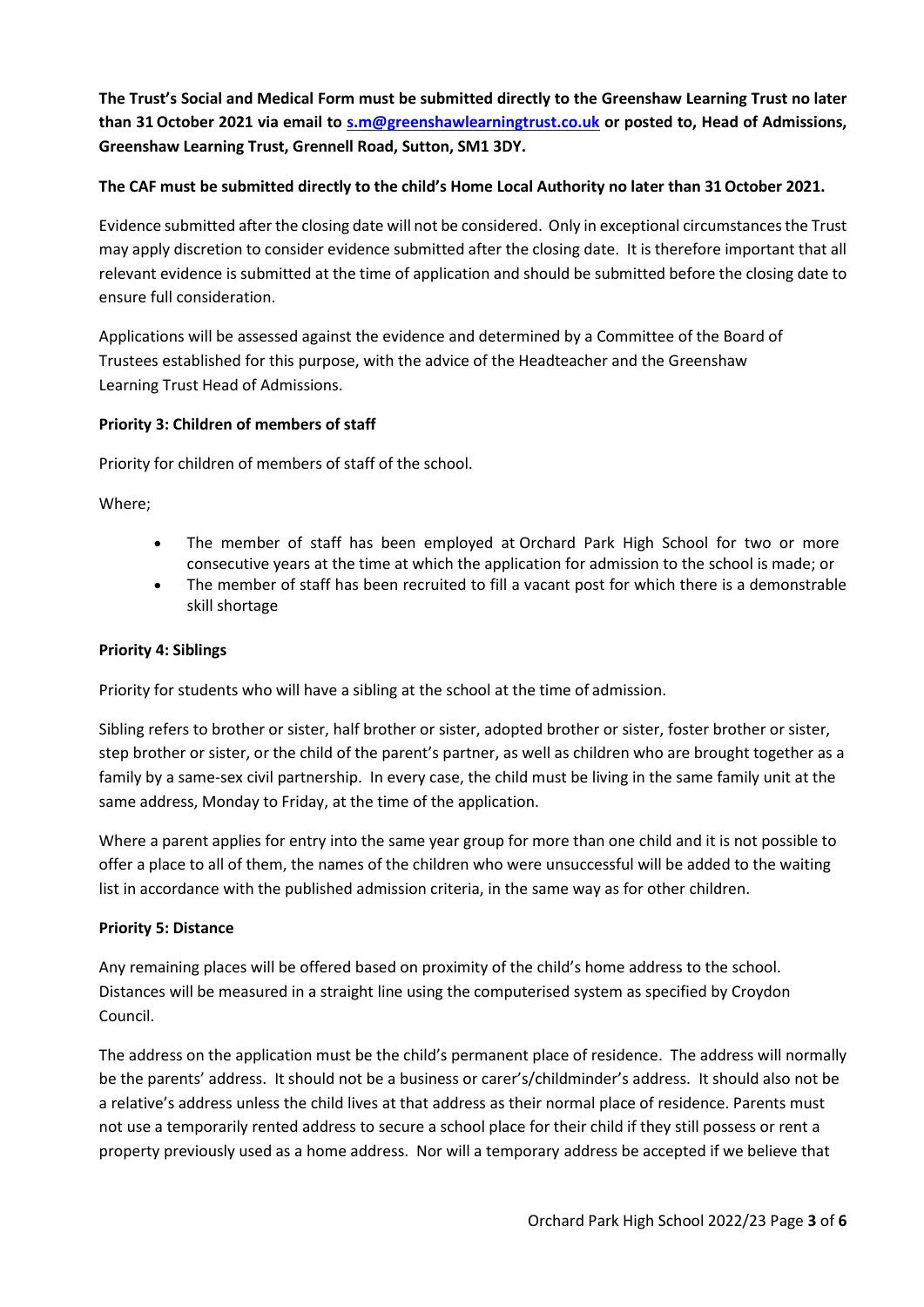**The Trust's Social and Medical Form must be submitted directly to the Greenshaw Learning Trust no later than 31 October 2021 via email to s.m@greenshawlearningtrust.co.uk or posted to, Head of Admissions, Greenshaw Learning Trust, Grennell Road, Sutton, SM1 3DY.**

**The CAF must be submitted directly to the child's Home Local Authority no later than 31 October 2021.**

Evidence submitted after the closing date will not be considered. Only in exceptional circumstances the Trust may apply discretion to consider evidence submitted after the closing date. It is therefore important that all relevant evidence is submitted at the time of application and should be submitted before the closing date to ensure full consideration.

Applications will be assessed against the evidence and determined by a Committee of the Board of Trustees established for this purpose, with the advice of the Headteacher and the Greenshaw Learning Trust Head of Admissions.

**Priority 3: Children of members of staff**

Priority for children of members of staff of the school.

Where;

- The member of staff has been employed at Orchard Park High School for two or more consecutive years at the time at which the application for admission to the school is made; or
- The member of staff has been recruited to fill a vacant post for which there is a demonstrable skill shortage

**Priority 4: Siblings**

Priority for students who will have a sibling at the school at the time of admission.

Sibling refers to brother or sister, half brother or sister, adopted brother or sister, foster brother or sister, step brother or sister, or the child of the parent's partner, as well as children who are brought together as a family by a same-sex civil partnership. In every case, the child must be living in the same family unit at the same address, Monday to Friday, at the time of the application.

Where a parent applies for entry into the same year group for more than one child and it is not possible to offer a place to all of them, the names of the children who were unsuccessful will be added to the waiting list in accordance with the published admission criteria, in the same way as for other children.

**Priority 5: Distance**

Any remaining places will be offered based on proximity of the child's home address to the school. Distances will be measured in a straight line using the computerised system as specified by Croydon Council.

The address on the application must be the child's permanent place of residence. The address will normally be the parents' address. It should not be a business or carer's/childminder's address. It should also not be a relative's address unless the child lives at that address as their normal place of residence. Parents must not use a temporarily rented address to secure a school place for their child if they still possess or rent a property previously used as a home address. Nor will a temporary address be accepted if we believe that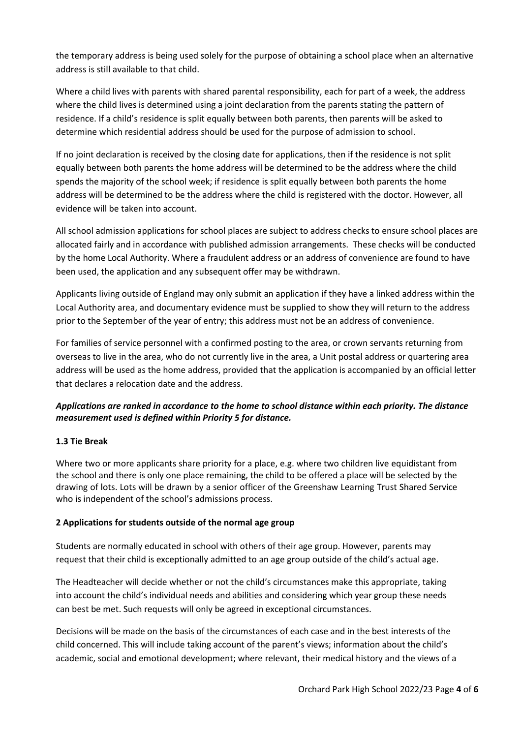the temporary address is being used solely for the purpose of obtaining a school place when an alternative address is still available to that child.

Where a child lives with parents with shared parental responsibility, each for part of a week, the address where the child lives is determined using a joint declaration from the parents stating the pattern of residence. If a child's residence is split equally between both parents, then parents will be asked to determine which residential address should be used for the purpose of admission to school.

If no joint declaration is received by the closing date for applications, then if the residence is not split equally between both parents the home address will be determined to be the address where the child spends the majority of the school week; if residence is split equally between both parents the home address will be determined to be the address where the child is registered with the doctor. However, all evidence will be taken into account.

All school admission applications for school places are subject to address checks to ensure school places are allocated fairly and in accordance with published admission arrangements. These checks will be conducted by the home Local Authority. Where a fraudulent address or an address of convenience are found to have been used, the application and any subsequent offer may be withdrawn.

Applicants living outside of England may only submit an application if they have a linked address within the Local Authority area, and documentary evidence must be supplied to show they will return to the address prior to the September of the year of entry; this address must not be an address of convenience.

For families of service personnel with a confirmed posting to the area, or crown servants returning from overseas to live in the area, who do not currently live in the area, a Unit postal address or quartering area address will be used as the home address, provided that the application is accompanied by an official letter that declares a relocation date and the address.

***Applications are ranked in accordance to the home to school distance within each priority. The distance measurement used is defined within Priority 5 for distance.***

**1.3 Tie Break**

Where two or more applicants share priority for a place, e.g. where two children live equidistant from the school and there is only one place remaining, the child to be offered a place will be selected by the drawing of lots. Lots will be drawn by a senior officer of the Greenshaw Learning Trust Shared Service who is independent of the school's admissions process.

**2 Applications for students outside of the normal age group**

Students are normally educated in school with others of their age group. However, parents may request that their child is exceptionally admitted to an age group outside of the child's actual age.

The Headteacher will decide whether or not the child's circumstances make this appropriate, taking into account the child's individual needs and abilities and considering which year group these needs can best be met. Such requests will only be agreed in exceptional circumstances.

Decisions will be made on the basis of the circumstances of each case and in the best interests of the child concerned. This will include taking account of the parent's views; information about the child's academic, social and emotional development; where relevant, their medical history and the views of a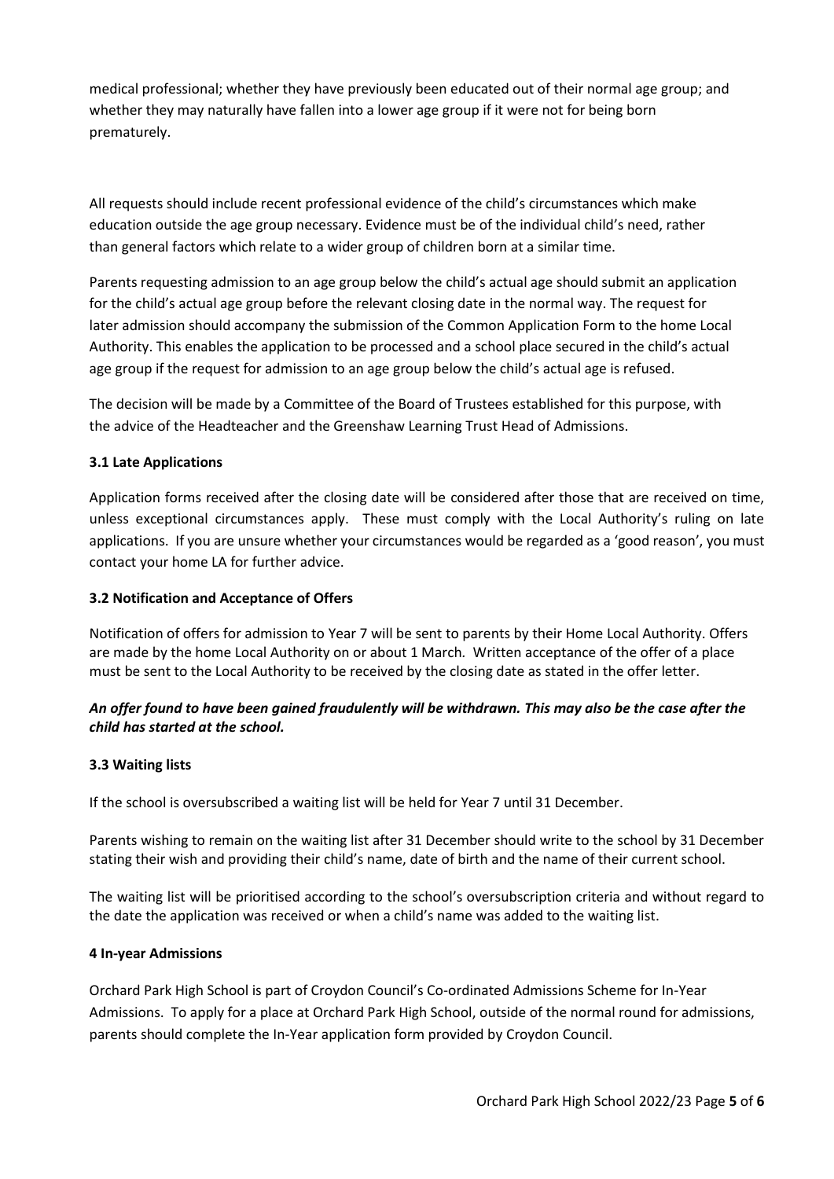medical professional; whether they have previously been educated out of their normal age group; and whether they may naturally have fallen into a lower age group if it were not for being born prematurely.

All requests should include recent professional evidence of the child's circumstances which make education outside the age group necessary. Evidence must be of the individual child's need, rather than general factors which relate to a wider group of children born at a similar time.

Parents requesting admission to an age group below the child's actual age should submit an application for the child's actual age group before the relevant closing date in the normal way. The request for later admission should accompany the submission of the Common Application Form to the home Local Authority. This enables the application to be processed and a school place secured in the child's actual age group if the request for admission to an age group below the child's actual age is refused.

The decision will be made by a Committee of the Board of Trustees established for this purpose, with the advice of the Headteacher and the Greenshaw Learning Trust Head of Admissions.

### 3.1 Late Applications

Application forms received after the closing date will be considered after those that are received on time, unless exceptional circumstances apply. These must comply with the Local Authority's ruling on late applications. If you are unsure whether your circumstances would be regarded as a 'good reason', you must contact your home LA for further advice.

### 3.2 Notification and Acceptance of Offers

Notification of offers for admission to Year 7 will be sent to parents by their Home Local Authority. Offers are made by the home Local Authority on or about 1 March. Written acceptance of the offer of a place must be sent to the Local Authority to be received by the closing date as stated in the offer letter.

***An offer found to have been gained fraudulently will be withdrawn. This may also be the case after the child has started at the school.***

### 3.3 Waiting lists

If the school is oversubscribed a waiting list will be held for Year 7 until 31 December.

Parents wishing to remain on the waiting list after 31 December should write to the school by 31 December stating their wish and providing their child's name, date of birth and the name of their current school.

The waiting list will be prioritised according to the school's oversubscription criteria and without regard to the date the application was received or when a child's name was added to the waiting list.

## 4 In-year Admissions

Orchard Park High School is part of Croydon Council's Co-ordinated Admissions Scheme for In-Year Admissions. To apply for a place at Orchard Park High School, outside of the normal round for admissions, parents should complete the In-Year application form provided by Croydon Council.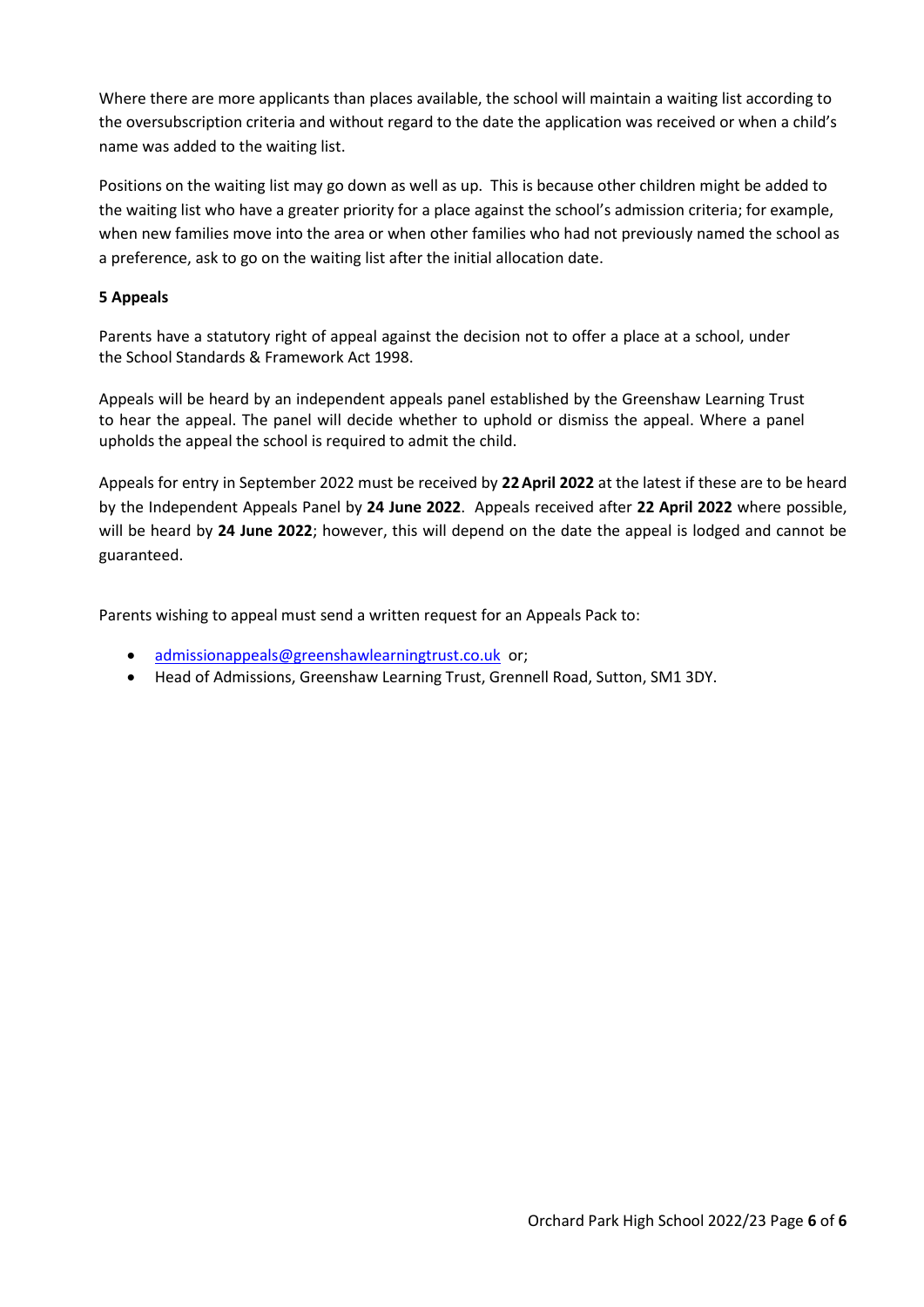Where there are more applicants than places available, the school will maintain a waiting list according to the oversubscription criteria and without regard to the date the application was received or when a child's name was added to the waiting list.

Positions on the waiting list may go down as well as up. This is because other children might be added to the waiting list who have a greater priority for a place against the school's admission criteria; for example, when new families move into the area or when other families who had not previously named the school as a preference, ask to go on the waiting list after the initial allocation date.

**5 Appeals**

Parents have a statutory right of appeal against the decision not to offer a place at a school, under the School Standards & Framework Act 1998.

Appeals will be heard by an independent appeals panel established by the Greenshaw Learning Trust to hear the appeal. The panel will decide whether to uphold or dismiss the appeal. Where a panel upholds the appeal the school is required to admit the child.

Appeals for entry in September 2022 must be received by **22 April 2022** at the latest if these are to be heard by the Independent Appeals Panel by **24 June 2022**. Appeals received after **22 April 2022** where possible, will be heard by **24 June 2022**; however, this will depend on the date the appeal is lodged and cannot be guaranteed.

Parents wishing to appeal must send a written request for an Appeals Pack to:

- admissionappeals@greenshawlearningtrust.co.uk or;
- Head of Admissions, Greenshaw Learning Trust, Grennell Road, Sutton, SM1 3DY.